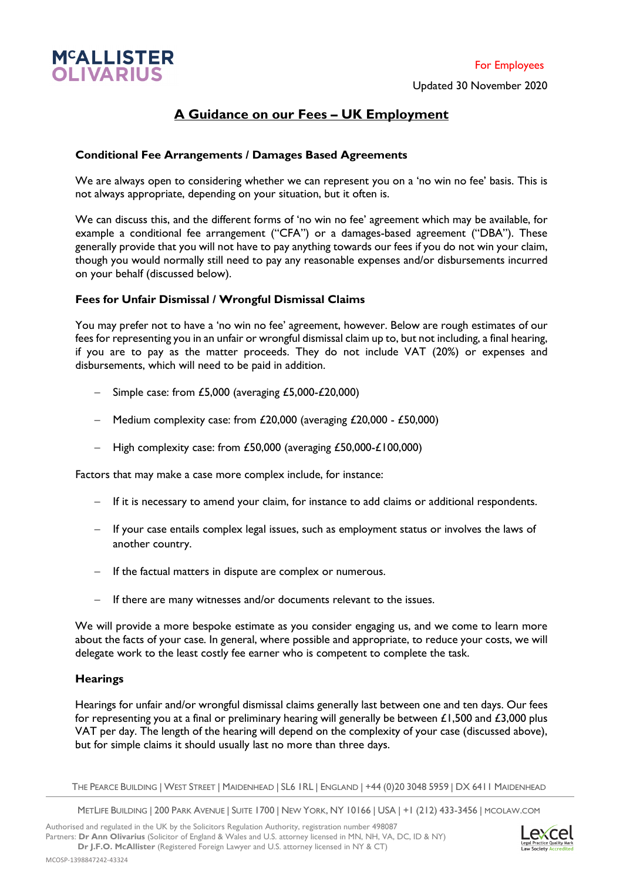For Employees

Updated 30 November 2020

# A Guidance on our Fees – UK Employment

## Conditional Fee Arrangements / Damages Based Agreements

We are always open to considering whether we can represent you on a 'no win no fee' basis. This is not always appropriate, depending on your situation, but it often is.

We can discuss this, and the different forms of 'no win no fee' agreement which may be available, for example a conditional fee arrangement ("CFA") or a damages-based agreement ("DBA"). These generally provide that you will not have to pay anything towards our fees if you do not win your claim, though you would normally still need to pay any reasonable expenses and/or disbursements incurred on your behalf (discussed below).

## Fees for Unfair Dismissal / Wrongful Dismissal Claims

You may prefer not to have a 'no win no fee' agreement, however. Below are rough estimates of our fees for representing you in an unfair or wrongful dismissal claim up to, but not including, a final hearing, if you are to pay as the matter proceeds. They do not include VAT (20%) or expenses and disbursements, which will need to be paid in addition.

- Simple case: from £5,000 (averaging £5,000-£20,000)
- Medium complexity case: from £20,000 (averaging £20,000 - £50,000)
- High complexity case: from £50,000 (averaging £50,000-£100,000)

Factors that may make a case more complex include, for instance:

- If it is necessary to amend your claim, for instance to add claims or additional respondents.
- If your case entails complex legal issues, such as employment status or involves the laws of another country.
- If the factual matters in dispute are complex or numerous.
- If there are many witnesses and/or documents relevant to the issues.

We will provide a more bespoke estimate as you consider engaging us, and we come to learn more about the facts of your case. In general, where possible and appropriate, to reduce your costs, we will delegate work to the least costly fee earner who is competent to complete the task.

## Hearings

Hearings for unfair and/or wrongful dismissal claims generally last between one and ten days. Our fees for representing you at a final or preliminary hearing will generally be between £1,500 and £3,000 plus VAT per day. The length of the hearing will depend on the complexity of your case (discussed above), but for simple claims it should usually last no more than three days.

The Pearce Building | West Street | Maidenhead | SL6 1RL | England | +44 (0)20 3048 5959 | DX 6411 Maidenhead

MetLife Building | 200 Park Avenue | Suite 1700 | New York, NY 10166 | USA | +1 (212) 433-3456 | mcolaw.com

Authorised and regulated in the UK by the Solicitors Regulation Authority, registration number 498087
Partners: **Dr Ann Olivarius** (Solicitor of England & Wales and U.S. attorney licensed in MN, NH, VA, DC, ID & NY)
**Dr J.F.O. McAllister** (Registered Foreign Lawyer and U.S. attorney licensed in NY & CT)

MCOSP-1398847242-43324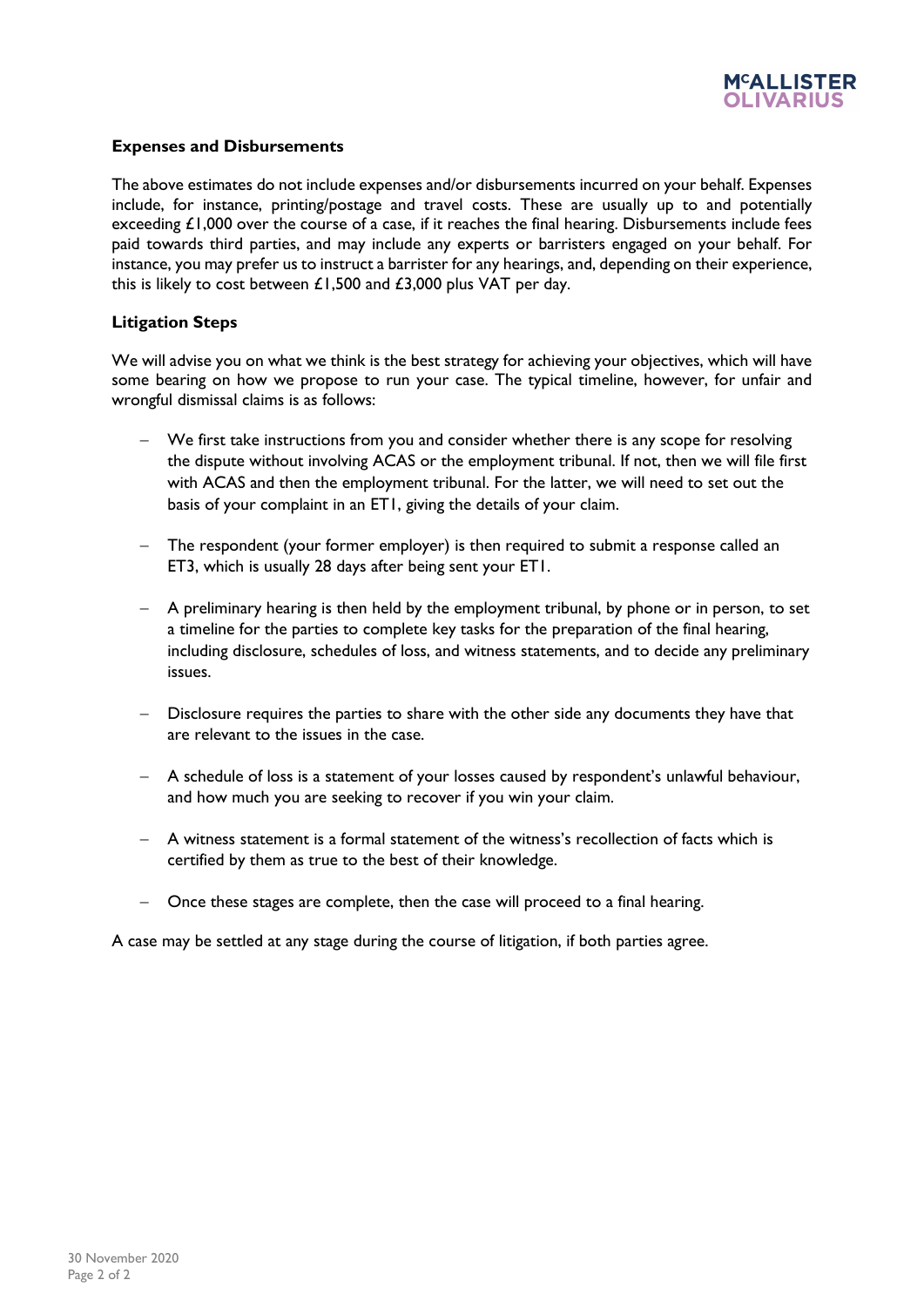### Expenses and Disbursements

The above estimates do not include expenses and/or disbursements incurred on your behalf. Expenses include, for instance, printing/postage and travel costs. These are usually up to and potentially exceeding £1,000 over the course of a case, if it reaches the final hearing. Disbursements include fees paid towards third parties, and may include any experts or barristers engaged on your behalf. For instance, you may prefer us to instruct a barrister for any hearings, and, depending on their experience, this is likely to cost between £1,500 and £3,000 plus VAT per day.

### Litigation Steps

We will advise you on what we think is the best strategy for achieving your objectives, which will have some bearing on how we propose to run your case. The typical timeline, however, for unfair and wrongful dismissal claims is as follows:

- We first take instructions from you and consider whether there is any scope for resolving the dispute without involving ACAS or the employment tribunal. If not, then we will file first with ACAS and then the employment tribunal. For the latter, we will need to set out the basis of your complaint in an ET1, giving the details of your claim.
- The respondent (your former employer) is then required to submit a response called an ET3, which is usually 28 days after being sent your ET1.
- A preliminary hearing is then held by the employment tribunal, by phone or in person, to set a timeline for the parties to complete key tasks for the preparation of the final hearing, including disclosure, schedules of loss, and witness statements, and to decide any preliminary issues.
- Disclosure requires the parties to share with the other side any documents they have that are relevant to the issues in the case.
- A schedule of loss is a statement of your losses caused by respondent's unlawful behaviour, and how much you are seeking to recover if you win your claim.
- A witness statement is a formal statement of the witness's recollection of facts which is certified by them as true to the best of their knowledge.
- Once these stages are complete, then the case will proceed to a final hearing.

A case may be settled at any stage during the course of litigation, if both parties agree.